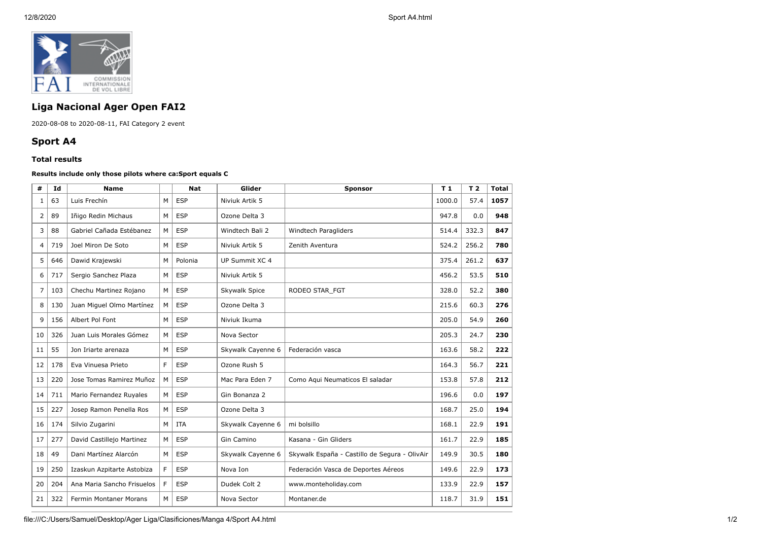## Liga Nacional Ager Open FAI2

2020-08-08 to 2020-08-11, FAI Category 2 event

## Sport A4

### Total results

**Results include only those pilots where ca:Sport equals C**

| # | Id | Name | | Nat | Glider | Sponsor | T 1 | T 2 | Total |
|---|---|---|---|---|---|---|---|---|---|
| 1 | 63 | Luis Frechín | M | ESP | Niviuk Artik 5 | | 1000.0 | 57.4 | **1057** |
| 2 | 89 | Iñigo Redin Michaus | M | ESP | Ozone Delta 3 | | 947.8 | 0.0 | **948** |
| 3 | 88 | Gabriel Cañada Estébanez | M | ESP | Windtech Bali 2 | Windtech Paragliders | 514.4 | 332.3 | **847** |
| 4 | 719 | Joel Miron De Soto | M | ESP | Niviuk Artik 5 | Zenith Aventura | 524.2 | 256.2 | **780** |
| 5 | 646 | Dawid Krajewski | M | Polonia | UP Summit XC 4 | | 375.4 | 261.2 | **637** |
| 6 | 717 | Sergio Sanchez Plaza | M | ESP | Niviuk Artik 5 | | 456.2 | 53.5 | **510** |
| 7 | 103 | Chechu Martinez Rojano | M | ESP | Skywalk Spice | RODEO STAR_FGT | 328.0 | 52.2 | **380** |
| 8 | 130 | Juan Miguel Olmo Martínez | M | ESP | Ozone Delta 3 | | 215.6 | 60.3 | **276** |
| 9 | 156 | Albert Pol Font | M | ESP | Niviuk Ikuma | | 205.0 | 54.9 | **260** |
| 10 | 326 | Juan Luis Morales Gómez | M | ESP | Nova Sector | | 205.3 | 24.7 | **230** |
| 11 | 55 | Jon Iriarte arenaza | M | ESP | Skywalk Cayenne 6 | Federación vasca | 163.6 | 58.2 | **222** |
| 12 | 178 | Eva Vinuesa Prieto | F | ESP | Ozone Rush 5 | | 164.3 | 56.7 | **221** |
| 13 | 220 | Jose Tomas Ramirez Muñoz | M | ESP | Mac Para Eden 7 | Como Aqui Neumaticos El saladar | 153.8 | 57.8 | **212** |
| 14 | 711 | Mario Fernandez Ruyales | M | ESP | Gin Bonanza 2 | | 196.6 | 0.0 | **197** |
| 15 | 227 | Josep Ramon Penella Ros | M | ESP | Ozone Delta 3 | | 168.7 | 25.0 | **194** |
| 16 | 174 | Silvio Zugarini | M | ITA | Skywalk Cayenne 6 | mi bolsillo | 168.1 | 22.9 | **191** |
| 17 | 277 | David Castillejo Martinez | M | ESP | Gin Camino | Kasana - Gin Gliders | 161.7 | 22.9 | **185** |
| 18 | 49 | Dani Martínez Alarcón | M | ESP | Skywalk Cayenne 6 | Skywalk España - Castillo de Segura - OlivAir | 149.9 | 30.5 | **180** |
| 19 | 250 | Izaskun Azpitarte Astobiza | F | ESP | Nova Ion | Federación Vasca de Deportes Aéreos | 149.6 | 22.9 | **173** |
| 20 | 204 | Ana Maria Sancho Frisuelos | F | ESP | Dudek Colt 2 | www.monteholiday.com | 133.9 | 22.9 | **157** |
| 21 | 322 | Fermin Montaner Morans | M | ESP | Nova Sector | Montaner.de | 118.7 | 31.9 | **151** |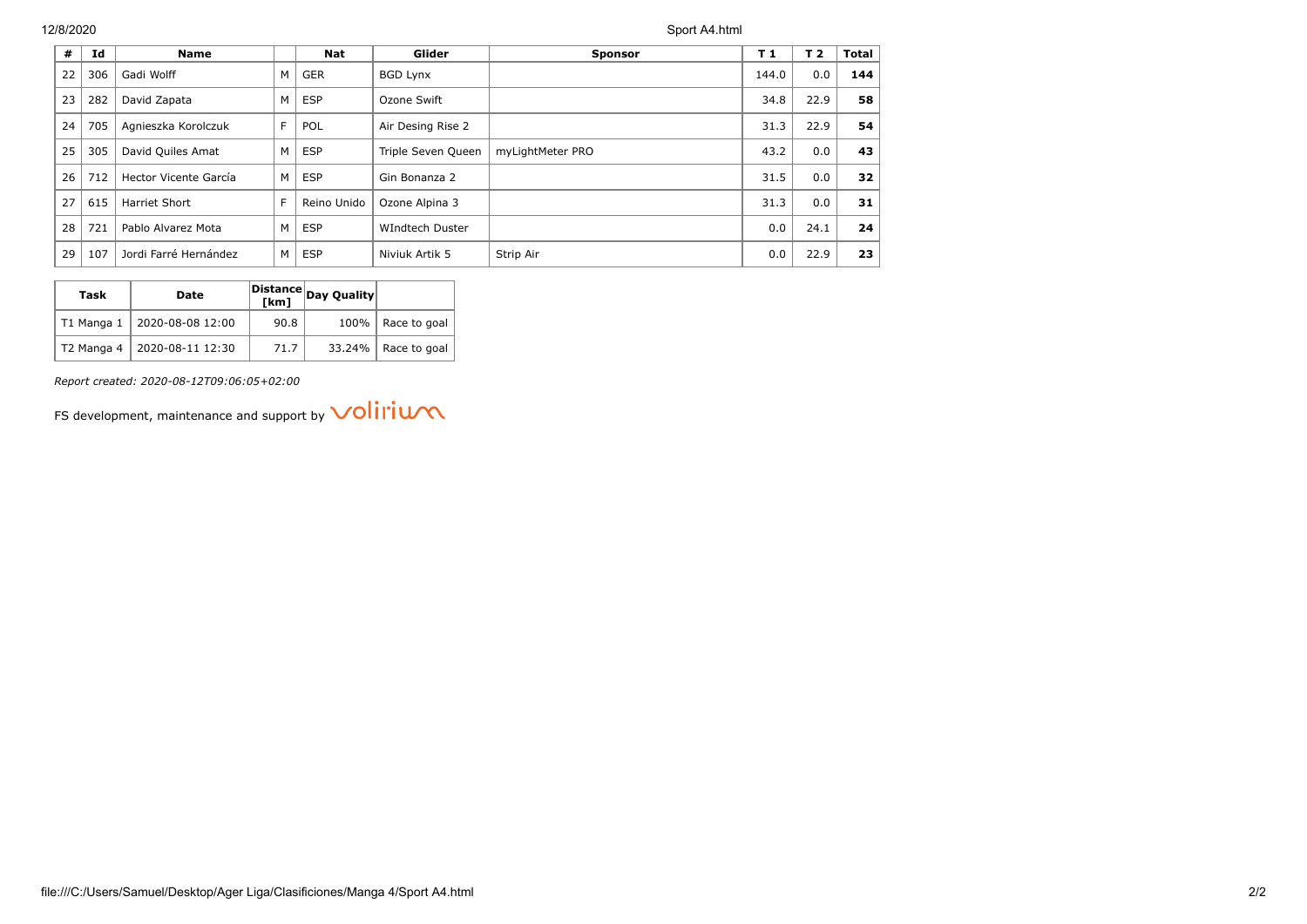| # | Id | Name | | Nat | Glider | Sponsor | T 1 | T 2 | Total |
|---|---|---|---|---|---|---|---|---|---|
| 22 | 306 | Gadi Wolff | M | GER | BGD Lynx | | 144.0 | 0.0 | **144** |
| 23 | 282 | David Zapata | M | ESP | Ozone Swift | | 34.8 | 22.9 | **58** |
| 24 | 705 | Agnieszka Korolczuk | F | POL | Air Desing Rise 2 | | 31.3 | 22.9 | **54** |
| 25 | 305 | David Quiles Amat | M | ESP | Triple Seven Queen | myLightMeter PRO | 43.2 | 0.0 | **43** |
| 26 | 712 | Hector Vicente García | M | ESP | Gin Bonanza 2 | | 31.5 | 0.0 | **32** |
| 27 | 615 | Harriet Short | F | Reino Unido | Ozone Alpina 3 | | 31.3 | 0.0 | **31** |
| 28 | 721 | Pablo Alvarez Mota | M | ESP | WIndtech Duster | | 0.0 | 24.1 | **24** |
| 29 | 107 | Jordi Farré Hernández | M | ESP | Niviuk Artik 5 | Strip Air | 0.0 | 22.9 | **23** |

| Task | Date | Distance [km] | Day Quality | |
|---|---|---|---|---|
| T1 Manga 1 | 2020-08-08 12:00 | 90.8 | 100% | Race to goal |
| T2 Manga 4 | 2020-08-11 12:30 | 71.7 | 33.24% | Race to goal |

*Report created: 2020-08-12T09:06:05+02:00*

FS development, maintenance and support by volirium